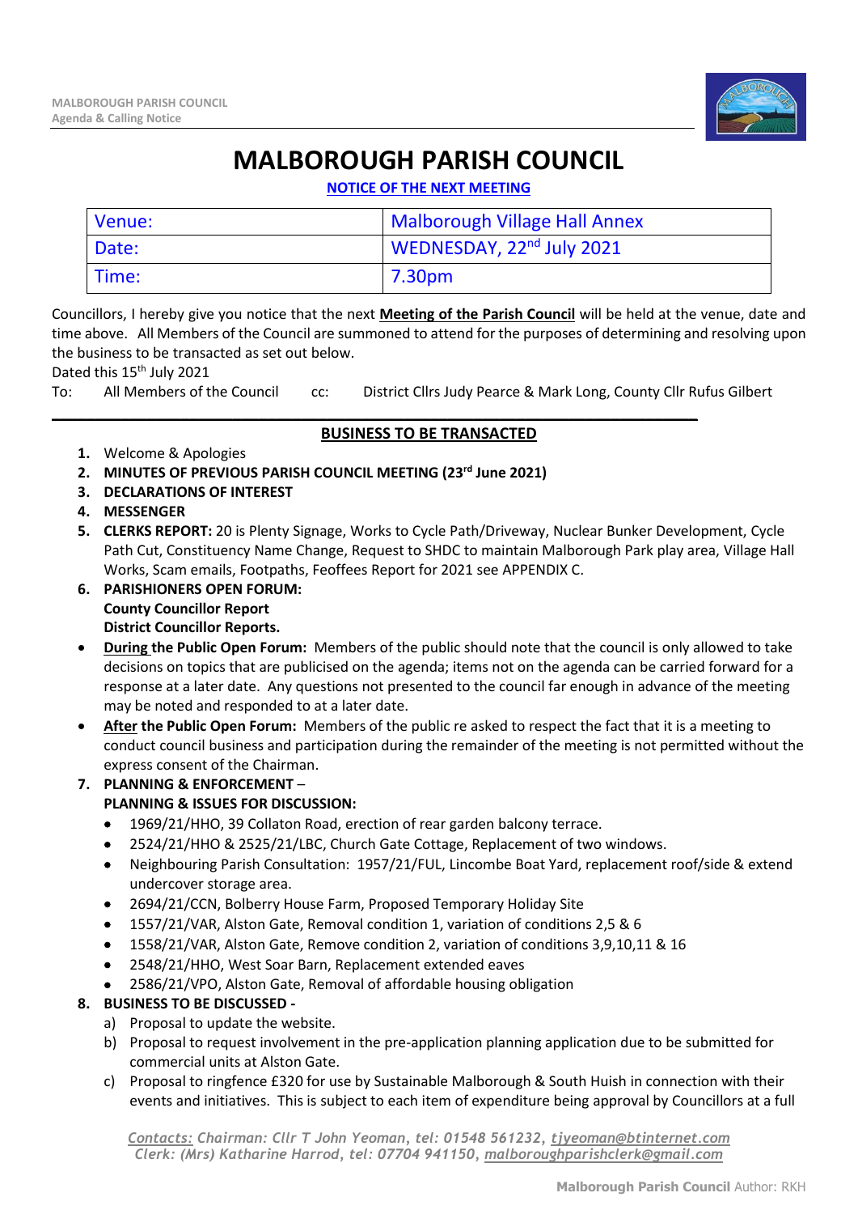# MALBOROUGH PARISH COUNCIL

**NOTICE OF THE NEXT MEETING**

| Venue: | Malborough Village Hall Annex |
|---|---|
| Date: | WEDNESDAY, 22nd July 2021 |
| Time: | 7.30pm |

Councillors, I hereby give you notice that the next **Meeting of the Parish Council** will be held at the venue, date and time above. All Members of the Council are summoned to attend for the purposes of determining and resolving upon the business to be transacted as set out below.

Dated this 15th July 2021

To: All Members of the Council cc: District Cllrs Judy Pearce & Mark Long, County Cllr Rufus Gilbert

## BUSINESS TO BE TRANSACTED

1. Welcome & Apologies
2. **MINUTES OF PREVIOUS PARISH COUNCIL MEETING (23rd June 2021)**
3. **DECLARATIONS OF INTEREST**
4. **MESSENGER**
5. **CLERKS REPORT:** 20 is Plenty Signage, Works to Cycle Path/Driveway, Nuclear Bunker Development, Cycle Path Cut, Constituency Name Change, Request to SHDC to maintain Malborough Park play area, Village Hall Works, Scam emails, Footpaths, Feoffees Report for 2021 see APPENDIX C.
6. **PARISHIONERS OPEN FORUM:**
   **County Councillor Report**
   **District Councillor Reports.**

- **During the Public Open Forum:** Members of the public should note that the council is only allowed to take decisions on topics that are publicised on the agenda; items not on the agenda can be carried forward for a response at a later date. Any questions not presented to the council far enough in advance of the meeting may be noted and responded to at a later date.
- **After the Public Open Forum:** Members of the public re asked to respect the fact that it is a meeting to conduct council business and participation during the remainder of the meeting is not permitted without the express consent of the Chairman.

7. **PLANNING & ENFORCEMENT** –
   **PLANNING & ISSUES FOR DISCUSSION:**
   - 1969/21/HHO, 39 Collaton Road, erection of rear garden balcony terrace.
   - 2524/21/HHO & 2525/21/LBC, Church Gate Cottage, Replacement of two windows.
   - Neighbouring Parish Consultation: 1957/21/FUL, Lincombe Boat Yard, replacement roof/side & extend undercover storage area.
   - 2694/21/CCN, Bolberry House Farm, Proposed Temporary Holiday Site
   - 1557/21/VAR, Alston Gate, Removal condition 1, variation of conditions 2,5 & 6
   - 1558/21/VAR, Alston Gate, Remove condition 2, variation of conditions 3,9,10,11 & 16
   - 2548/21/HHO, West Soar Barn, Replacement extended eaves
   - 2586/21/VPO, Alston Gate, Removal of affordable housing obligation
8. **BUSINESS TO BE DISCUSSED -**
   a) Proposal to update the website.
   b) Proposal to request involvement in the pre-application planning application due to be submitted for commercial units at Alston Gate.
   c) Proposal to ringfence £320 for use by Sustainable Malborough & South Huish in connection with their events and initiatives. This is subject to each item of expenditure being approval by Councillors at a full

*Contacts: Chairman: Cllr T John Yeoman, tel: 01548 561232, tjyeoman@btinternet.com*
*Clerk: (Mrs) Katharine Harrod, tel: 07704 941150, malboroughparishclerk@gmail.com*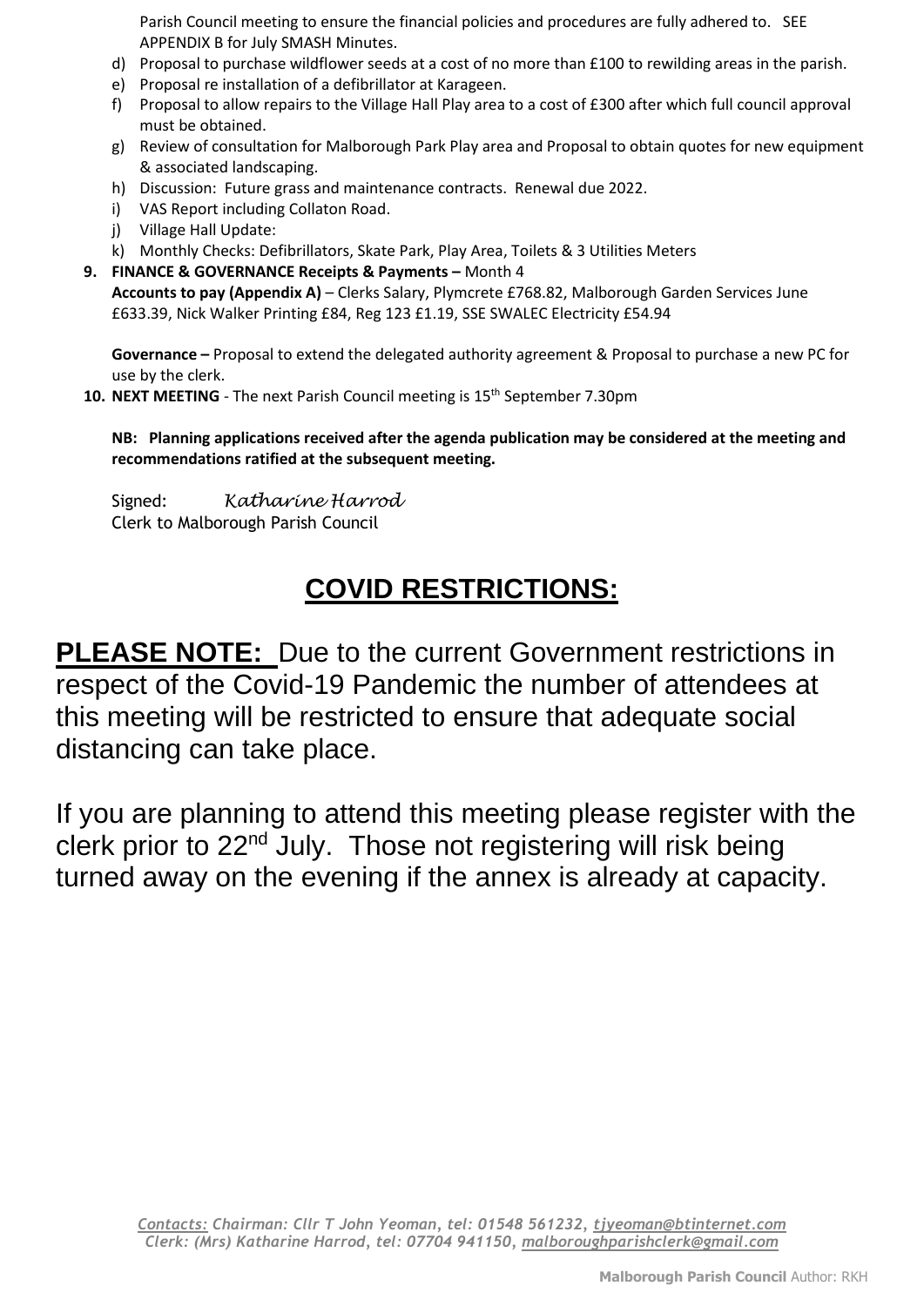Parish Council meeting to ensure the financial policies and procedures are fully adhered to. SEE APPENDIX B for July SMASH Minutes.

d) Proposal to purchase wildflower seeds at a cost of no more than £100 to rewilding areas in the parish.
e) Proposal re installation of a defibrillator at Karageen.
f) Proposal to allow repairs to the Village Hall Play area to a cost of £300 after which full council approval must be obtained.
g) Review of consultation for Malborough Park Play area and Proposal to obtain quotes for new equipment & associated landscaping.
h) Discussion: Future grass and maintenance contracts. Renewal due 2022.
i) VAS Report including Collaton Road.
j) Village Hall Update:
k) Monthly Checks: Defibrillators, Skate Park, Play Area, Toilets & 3 Utilities Meters

**9. FINANCE & GOVERNANCE Receipts & Payments –** Month 4

**Accounts to pay (Appendix A)** – Clerks Salary, Plymcrete £768.82, Malborough Garden Services June £633.39, Nick Walker Printing £84, Reg 123 £1.19, SSE SWALEC Electricity £54.94

**Governance –** Proposal to extend the delegated authority agreement & Proposal to purchase a new PC for use by the clerk.

**10. NEXT MEETING** - The next Parish Council meeting is 15th September 7.30pm

**NB: Planning applications received after the agenda publication may be considered at the meeting and recommendations ratified at the subsequent meeting.**

Signed: *Katharine Harrod*
Clerk to Malborough Parish Council

# COVID RESTRICTIONS:

**PLEASE NOTE:** Due to the current Government restrictions in respect of the Covid-19 Pandemic the number of attendees at this meeting will be restricted to ensure that adequate social distancing can take place.

If you are planning to attend this meeting please register with the clerk prior to 22nd July. Those not registering will risk being turned away on the evening if the annex is already at capacity.

*Contacts: Chairman: Cllr T John Yeoman, tel: 01548 561232, tjyeoman@btinternet.com*
*Clerk: (Mrs) Katharine Harrod, tel: 07704 941150, malboroughparishclerk@gmail.com*